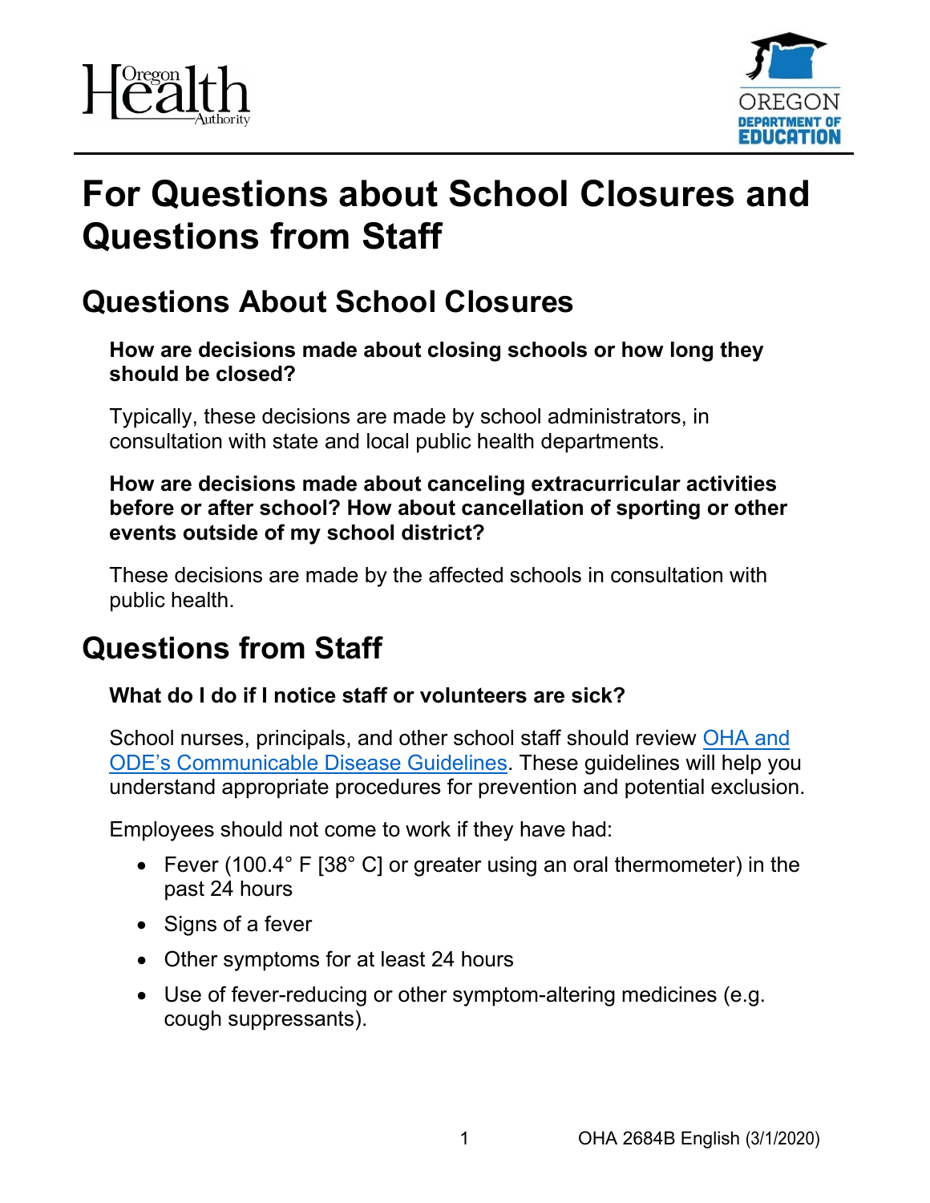# For Questions about School Closures and Questions from Staff

## Questions About School Closures

**How are decisions made about closing schools or how long they should be closed?**

Typically, these decisions are made by school administrators, in consultation with state and local public health departments.

**How are decisions made about canceling extracurricular activities before or after school? How about cancellation of sporting or other events outside of my school district?**

These decisions are made by the affected schools in consultation with public health.

## Questions from Staff

**What do I do if I notice staff or volunteers are sick?**

School nurses, principals, and other school staff should review [OHA and ODE's Communicable Disease Guidelines](). These guidelines will help you understand appropriate procedures for prevention and potential exclusion.

Employees should not come to work if they have had:

- Fever (100.4° F [38° C] or greater using an oral thermometer) in the past 24 hours
- Signs of a fever
- Other symptoms for at least 24 hours
- Use of fever-reducing or other symptom-altering medicines (e.g. cough suppressants).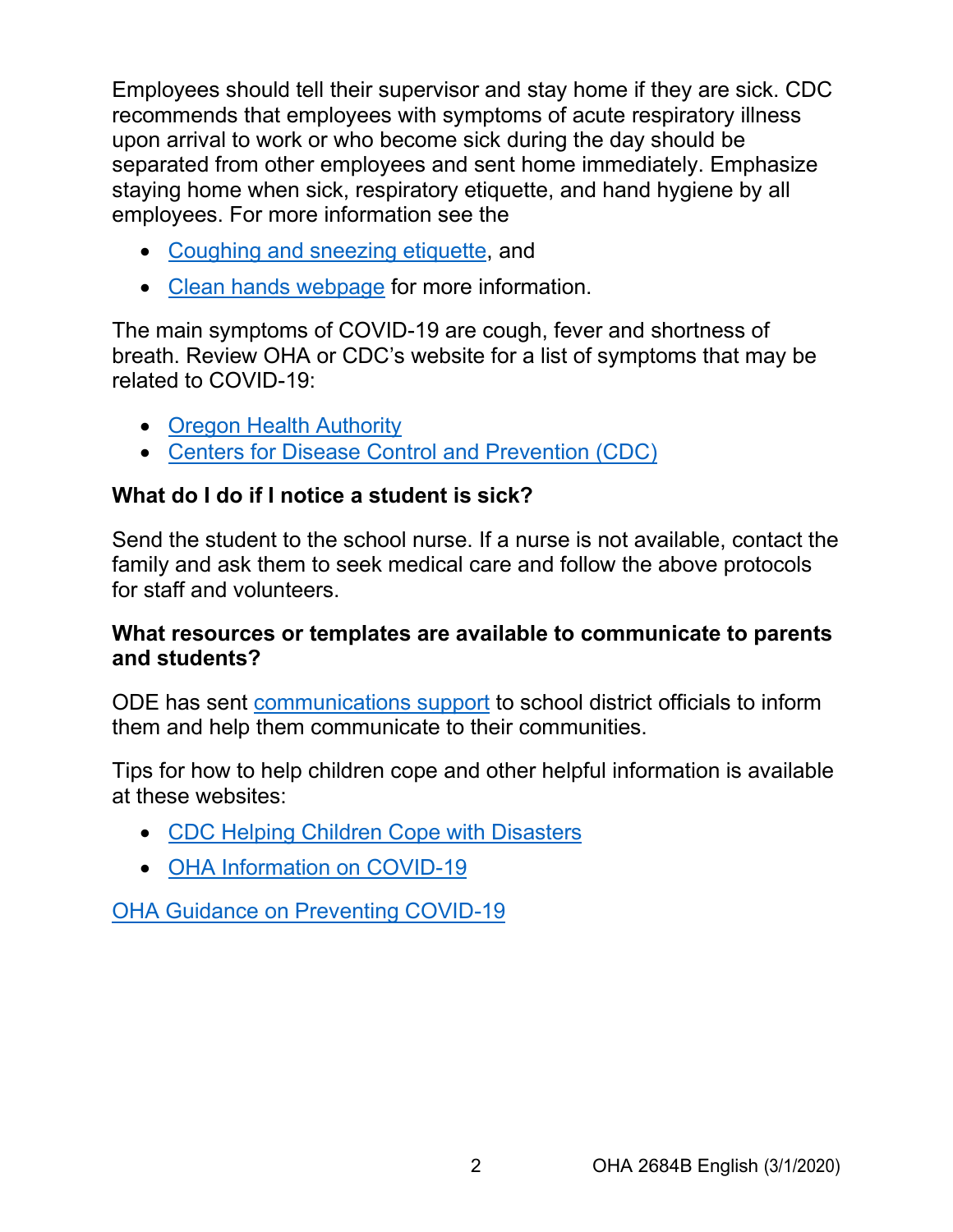Employees should tell their supervisor and stay home if they are sick. CDC recommends that employees with symptoms of acute respiratory illness upon arrival to work or who become sick during the day should be separated from other employees and sent home immediately. Emphasize staying home when sick, respiratory etiquette, and hand hygiene by all employees. For more information see the

- Coughing and sneezing etiquette, and
- Clean hands webpage for more information.

The main symptoms of COVID-19 are cough, fever and shortness of breath. Review OHA or CDC's website for a list of symptoms that may be related to COVID-19:

- Oregon Health Authority
- Centers for Disease Control and Prevention (CDC)

**What do I do if I notice a student is sick?**

Send the student to the school nurse. If a nurse is not available, contact the family and ask them to seek medical care and follow the above protocols for staff and volunteers.

**What resources or templates are available to communicate to parents and students?**

ODE has sent communications support to school district officials to inform them and help them communicate to their communities.

Tips for how to help children cope and other helpful information is available at these websites:

- CDC Helping Children Cope with Disasters
- OHA Information on COVID-19

OHA Guidance on Preventing COVID-19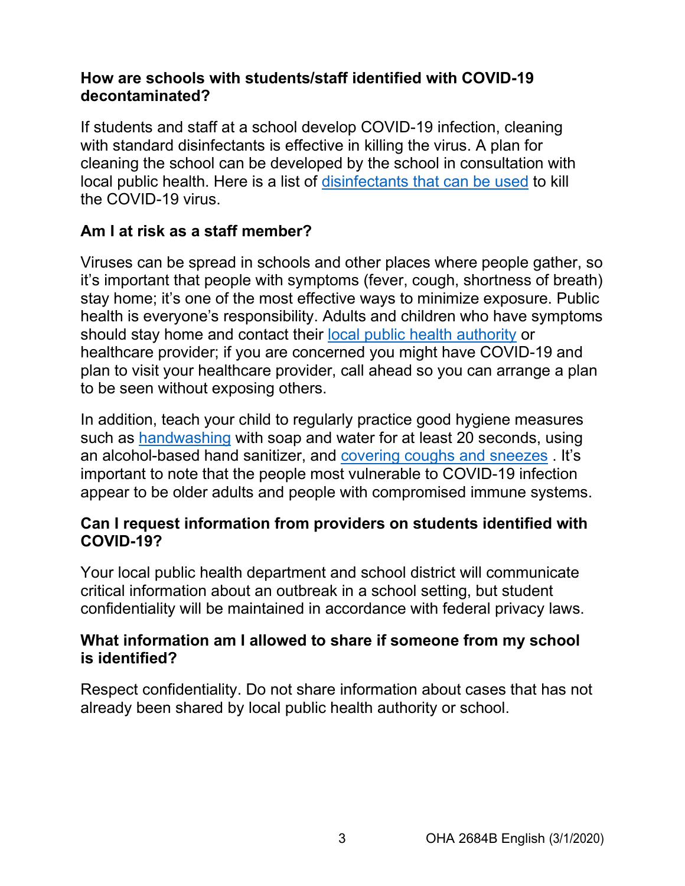### How are schools with students/staff identified with COVID-19 decontaminated?

If students and staff at a school develop COVID-19 infection, cleaning with standard disinfectants is effective in killing the virus. A plan for cleaning the school can be developed by the school in consultation with local public health. Here is a list of disinfectants that can be used to kill the COVID-19 virus.

### Am I at risk as a staff member?

Viruses can be spread in schools and other places where people gather, so it's important that people with symptoms (fever, cough, shortness of breath) stay home; it's one of the most effective ways to minimize exposure. Public health is everyone's responsibility. Adults and children who have symptoms should stay home and contact their local public health authority or healthcare provider; if you are concerned you might have COVID-19 and plan to visit your healthcare provider, call ahead so you can arrange a plan to be seen without exposing others.

In addition, teach your child to regularly practice good hygiene measures such as handwashing with soap and water for at least 20 seconds, using an alcohol-based hand sanitizer, and covering coughs and sneezes . It's important to note that the people most vulnerable to COVID-19 infection appear to be older adults and people with compromised immune systems.

### Can I request information from providers on students identified with COVID-19?

Your local public health department and school district will communicate critical information about an outbreak in a school setting, but student confidentiality will be maintained in accordance with federal privacy laws.

### What information am I allowed to share if someone from my school is identified?

Respect confidentiality. Do not share information about cases that has not already been shared by local public health authority or school.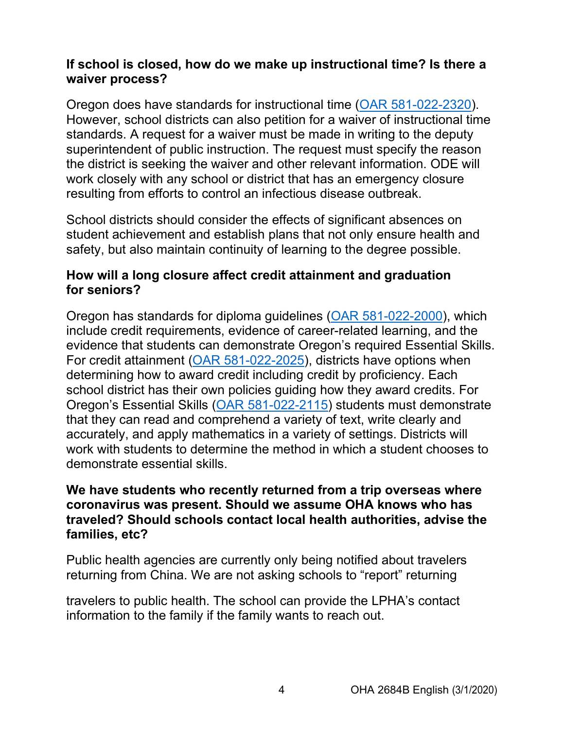**If school is closed, how do we make up instructional time? Is there a waiver process?**

Oregon does have standards for instructional time ([OAR 581-022-2320](OAR 581-022-2320)). However, school districts can also petition for a waiver of instructional time standards. A request for a waiver must be made in writing to the deputy superintendent of public instruction. The request must specify the reason the district is seeking the waiver and other relevant information. ODE will work closely with any school or district that has an emergency closure resulting from efforts to control an infectious disease outbreak.

School districts should consider the effects of significant absences on student achievement and establish plans that not only ensure health and safety, but also maintain continuity of learning to the degree possible.

**How will a long closure affect credit attainment and graduation for seniors?**

Oregon has standards for diploma guidelines (OAR 581-022-2000), which include credit requirements, evidence of career-related learning, and the evidence that students can demonstrate Oregon's required Essential Skills. For credit attainment (OAR 581-022-2025), districts have options when determining how to award credit including credit by proficiency. Each school district has their own policies guiding how they award credits. For Oregon's Essential Skills (OAR 581-022-2115) students must demonstrate that they can read and comprehend a variety of text, write clearly and accurately, and apply mathematics in a variety of settings. Districts will work with students to determine the method in which a student chooses to demonstrate essential skills.

**We have students who recently returned from a trip overseas where coronavirus was present. Should we assume OHA knows who has traveled? Should schools contact local health authorities, advise the families, etc?**

Public health agencies are currently only being notified about travelers returning from China. We are not asking schools to "report" returning travelers to public health. The school can provide the LPHA's contact information to the family if the family wants to reach out.

OHA 2684B English (3/1/2020)